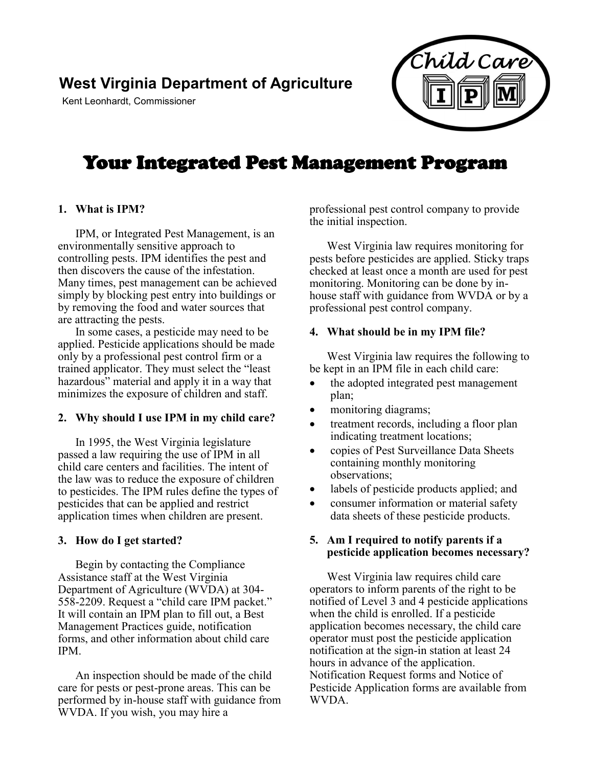**West Virginia Department of Agriculture**

Kent Leonhardt, Commissioner

Child Care IPM

# Your Integrated Pest Management Program

### 1. What is IPM?

IPM, or Integrated Pest Management, is an environmentally sensitive approach to controlling pests. IPM identifies the pest and then discovers the cause of the infestation. Many times, pest management can be achieved simply by blocking pest entry into buildings or by removing the food and water sources that are attracting the pests.

In some cases, a pesticide may need to be applied. Pesticide applications should be made only by a professional pest control firm or a trained applicator. They must select the "least hazardous" material and apply it in a way that minimizes the exposure of children and staff.

### 2. Why should I use IPM in my child care?

In 1995, the West Virginia legislature passed a law requiring the use of IPM in all child care centers and facilities. The intent of the law was to reduce the exposure of children to pesticides. The IPM rules define the types of pesticides that can be applied and restrict application times when children are present.

### 3. How do I get started?

Begin by contacting the Compliance Assistance staff at the West Virginia Department of Agriculture (WVDA) at 304-558-2209. Request a "child care IPM packet." It will contain an IPM plan to fill out, a Best Management Practices guide, notification forms, and other information about child care IPM.

An inspection should be made of the child care for pests or pest-prone areas. This can be performed by in-house staff with guidance from WVDA. If you wish, you may hire a professional pest control company to provide the initial inspection.

West Virginia law requires monitoring for pests before pesticides are applied. Sticky traps checked at least once a month are used for pest monitoring. Monitoring can be done by in-house staff with guidance from WVDA or by a professional pest control company.

### 4. What should be in my IPM file?

West Virginia law requires the following to be kept in an IPM file in each child care:

- the adopted integrated pest management plan;
- monitoring diagrams;
- treatment records, including a floor plan indicating treatment locations;
- copies of Pest Surveillance Data Sheets containing monthly monitoring observations;
- labels of pesticide products applied; and
- consumer information or material safety data sheets of these pesticide products.

### 5. Am I required to notify parents if a pesticide application becomes necessary?

West Virginia law requires child care operators to inform parents of the right to be notified of Level 3 and 4 pesticide applications when the child is enrolled. If a pesticide application becomes necessary, the child care operator must post the pesticide application notification at the sign-in station at least 24 hours in advance of the application. Notification Request forms and Notice of Pesticide Application forms are available from WVDA.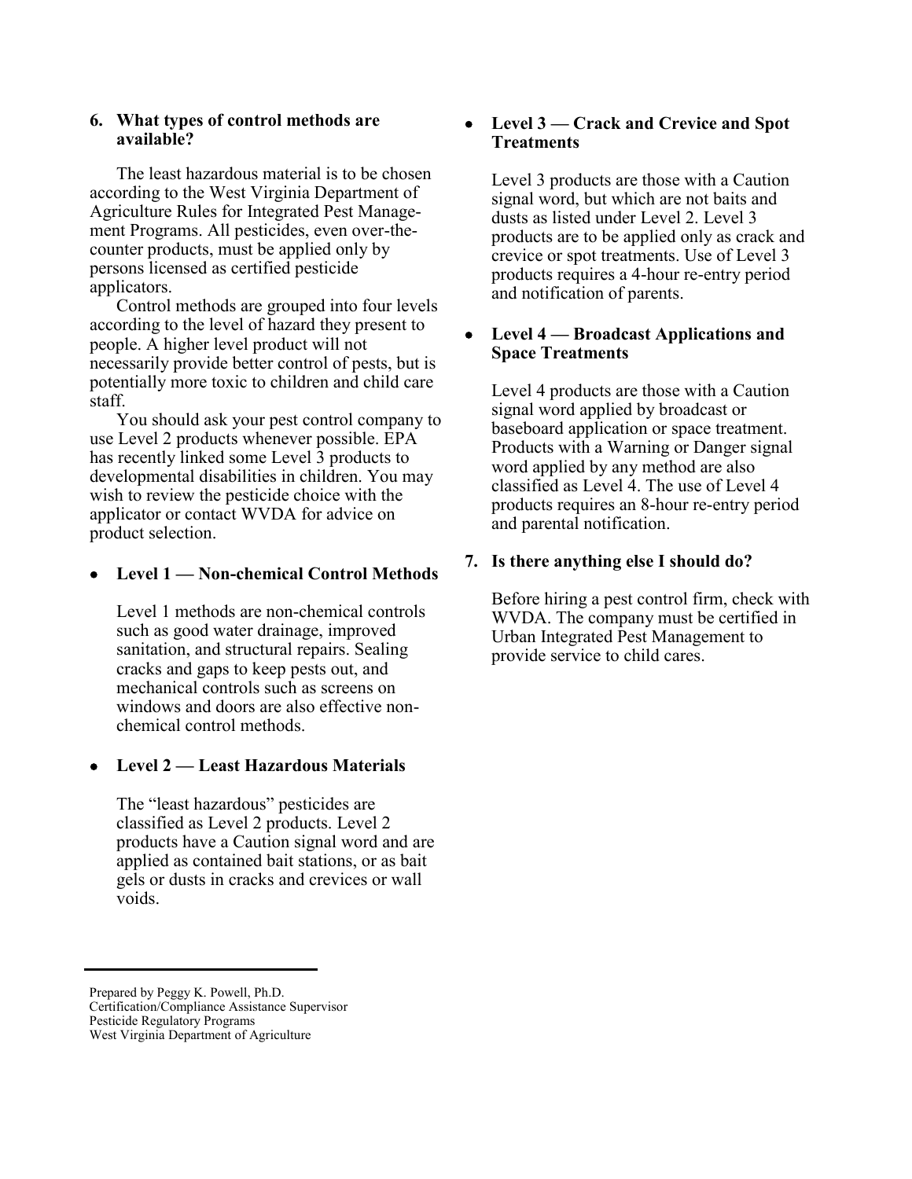## 6. What types of control methods are available?

The least hazardous material is to be chosen according to the West Virginia Department of Agriculture Rules for Integrated Pest Management Programs. All pesticides, even over-the-counter products, must be applied only by persons licensed as certified pesticide applicators.

Control methods are grouped into four levels according to the level of hazard they present to people. A higher level product will not necessarily provide better control of pests, but is potentially more toxic to children and child care staff.

You should ask your pest control company to use Level 2 products whenever possible. EPA has recently linked some Level 3 products to developmental disabilities in children. You may wish to review the pesticide choice with the applicator or contact WVDA for advice on product selection.

- **Level 1 — Non-chemical Control Methods**

  Level 1 methods are non-chemical controls such as good water drainage, improved sanitation, and structural repairs. Sealing cracks and gaps to keep pests out, and mechanical controls such as screens on windows and doors are also effective non-chemical control methods.

- **Level 2 — Least Hazardous Materials**

  The "least hazardous" pesticides are classified as Level 2 products. Level 2 products have a Caution signal word and are applied as contained bait stations, or as bait gels or dusts in cracks and crevices or wall voids.

- **Level 3 — Crack and Crevice and Spot Treatments**

  Level 3 products are those with a Caution signal word, but which are not baits and dusts as listed under Level 2. Level 3 products are to be applied only as crack and crevice or spot treatments. Use of Level 3 products requires a 4-hour re-entry period and notification of parents.

- **Level 4 — Broadcast Applications and Space Treatments**

  Level 4 products are those with a Caution signal word applied by broadcast or baseboard application or space treatment. Products with a Warning or Danger signal word applied by any method are also classified as Level 4. The use of Level 4 products requires an 8-hour re-entry period and parental notification.

## 7. Is there anything else I should do?

Before hiring a pest control firm, check with WVDA. The company must be certified in Urban Integrated Pest Management to provide service to child cares.

---

Prepared by Peggy K. Powell, Ph.D.
Certification/Compliance Assistance Supervisor
Pesticide Regulatory Programs
West Virginia Department of Agriculture